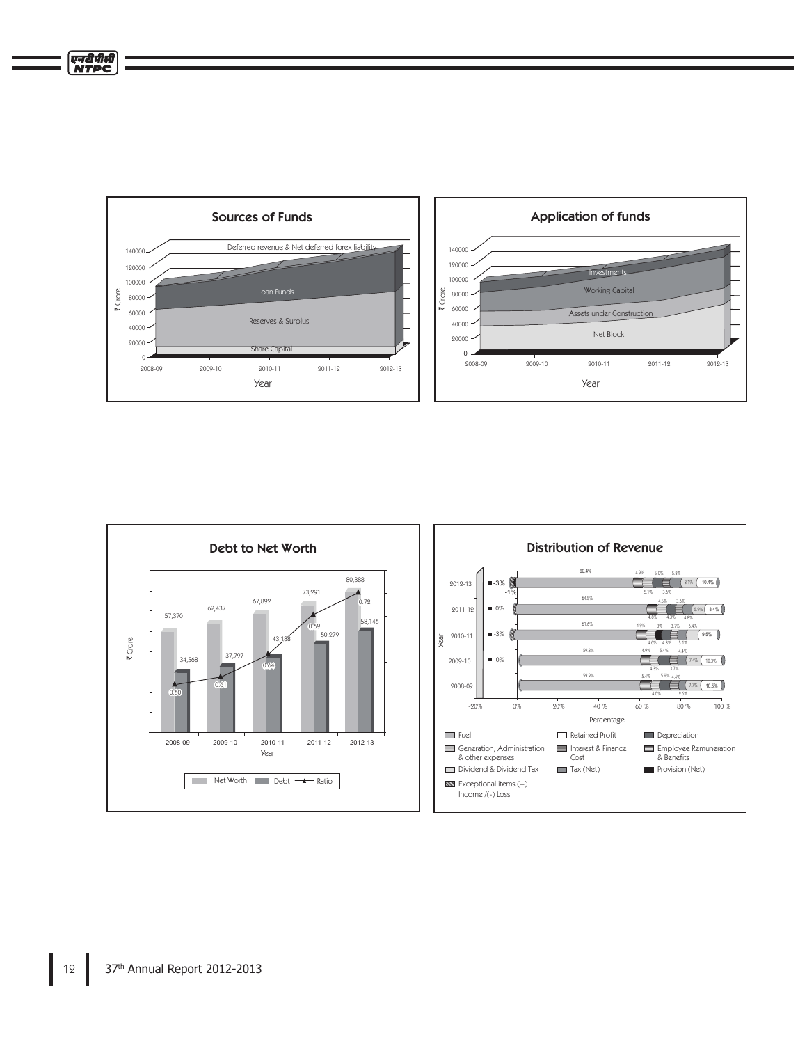## Sources of Funds

₹ Crore

| Component |
|---|
| Deferred revenue & Net deferred forex liability |
| Loan Funds |
| Reserves & Surplus |
| Share Capital |

Year: 2008-09, 2009-10, 2010-11, 2011-12, 2012-13

## Application of funds

₹ Crore

| Component |
|---|
| Investments |
| Working Capital |
| Assets under Construction |
| Net Block |

Year: 2008-09, 2009-10, 2010-11, 2011-12, 2012-13

## Debt to Net Worth

₹ Crore

| Year | Net Worth | Debt | Ratio |
|---|---|---|---|
| 2008-09 | 57,370 | 34,568 | 0.60 |
| 2009-10 | 62,437 | 37,797 | 0.61 |
| 2010-11 | 67,892 | 43,188 | 0.64 |
| 2011-12 | 73,291 | 50,279 | 0.69 |
| 2012-13 | 80,388 | 58,146 | 0.72 |

## Distribution of Revenue

Percentage

| Year | Exceptional items | Fuel | Other labelled values |
|---|---|---|---|
| 2012-13 | -3%, -1% | 60.4% | 4.9%, 5.0%, 5.8%, 5.1%, 3.6%, 8.1%, 10.4% |
| 2011-12 | 0% | 64.5% | 4.5%, 3.6%, 4.8%, 4.3%, 4.8%, 5.9%, 8.4% |
| 2010-11 | -3% | 61.6% | 4.9%, 3%, 3.7%, 6.4%, 4.6%, 4.3%, 5.1%, 9.5% |
| 2009-10 | 0% | 59.8% | 4.9%, 5.4%, 4.4%, 4.3%, 3.7%, 7.4%, 10.3% |
| 2008-09 | | 59.9% | 5.4%, 5.2%, 4.4%, 4.0%, 2.6%, 7.7%, 10.5% |

Legend: Fuel; Generation, Administration & other expenses; Dividend & Dividend Tax; Exceptional items (+) Income /(-) Loss; Retained Profit; Interest & Finance Cost; Tax (Net); Depreciation; Employee Remuneration & Benefits; Provision (Net)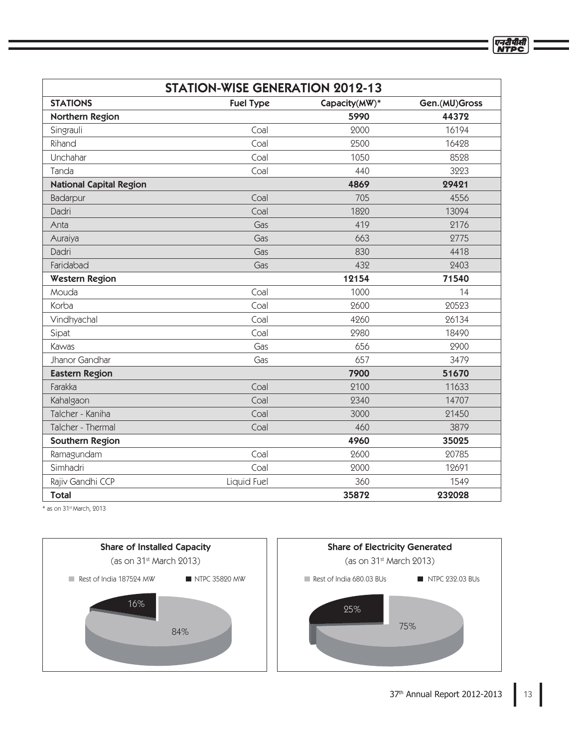| STATION-WISE GENERATION 2012-13 | | | |
|---|---|---|---|
| **STATIONS** | **Fuel Type** | **Capacity(MW)*** | **Gen.(MU)Gross** |
| **Northern Region** | | **5990** | **44372** |
| Singrauli | Coal | 2000 | 16194 |
| Rihand | Coal | 2500 | 16428 |
| Unchahar | Coal | 1050 | 8528 |
| Tanda | Coal | 440 | 3223 |
| **National Capital Region** | | **4869** | **29421** |
| Badarpur | Coal | 705 | 4556 |
| Dadri | Coal | 1820 | 13094 |
| Anta | Gas | 419 | 2176 |
| Auraiya | Gas | 663 | 2775 |
| Dadri | Gas | 830 | 4418 |
| Faridabad | Gas | 432 | 2403 |
| **Western Region** | | **12154** | **71540** |
| Mouda | Coal | 1000 | 14 |
| Korba | Coal | 2600 | 20523 |
| Vindhyachal | Coal | 4260 | 26134 |
| Sipat | Coal | 2980 | 18490 |
| Kawas | Gas | 656 | 2900 |
| Jhanor Gandhar | Gas | 657 | 3479 |
| **Eastern Region** | | **7900** | **51670** |
| Farakka | Coal | 2100 | 11633 |
| Kahalgaon | Coal | 2340 | 14707 |
| Talcher - Kaniha | Coal | 3000 | 21450 |
| Talcher - Thermal | Coal | 460 | 3879 |
| **Southern Region** | | **4960** | **35025** |
| Ramagundam | Coal | 2600 | 20785 |
| Simhadri | Coal | 2000 | 12691 |
| Rajiv Gandhi CCP | Liquid Fuel | 360 | 1549 |
| **Total** | | **35872** | **232028** |

* as on 31st March, 2013

**Share of Installed Capacity**
(as on 31st March 2013)

Rest of India 187524 MW | NTPC 35820 MW

16% | 84%

**Share of Electricity Generated**
(as on 31st March 2013)

Rest of India 680.03 BUs | NTPC 232.03 BUs

25% | 75%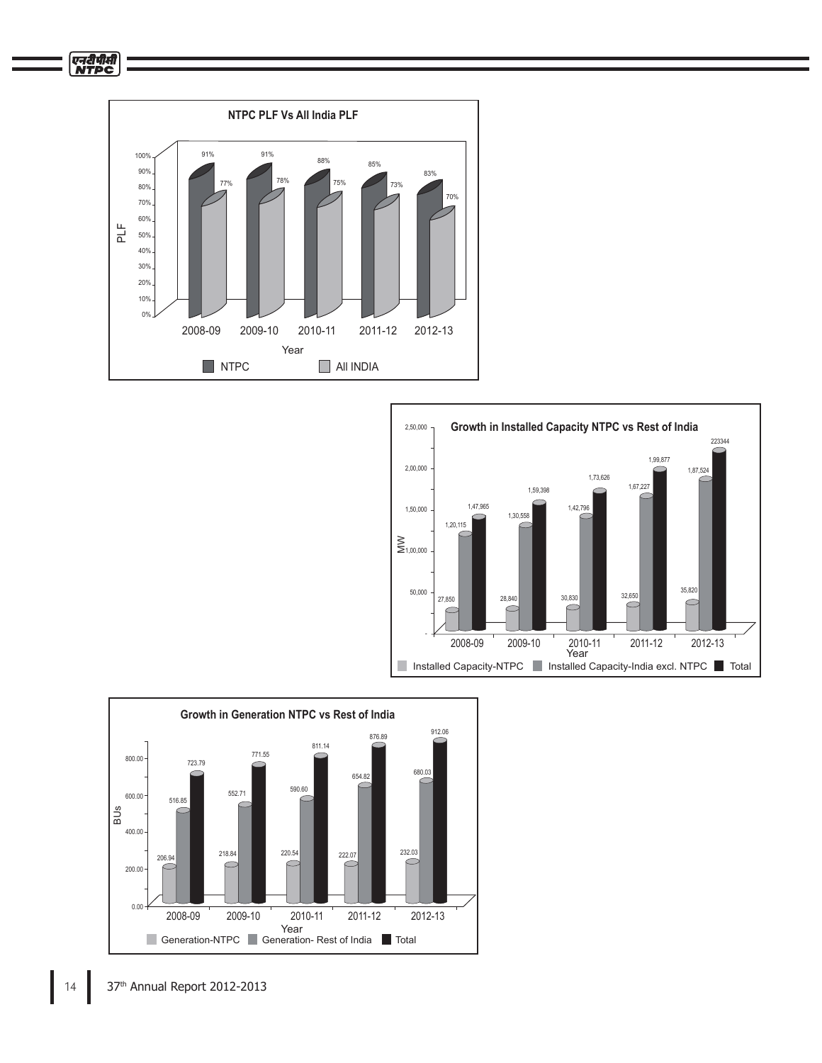NTPC PLF Vs All India PLF

PLF

100%
90%
80%
70%
60%
50%
40%
30%
20%
10%
0%

91% 77%
91% 78%
88% 75%
85% 73%
83% 70%

2008-09 2009-10 2010-11 2011-12 2012-13

Year

NTPC All INDIA

Growth in Installed Capacity NTPC vs Rest of India

MW

2,50,000
2,00,000
1,50,000
1,00,000
50,000
-

27,850 1,20,115 1,47,965
28,840 1,30,558 1,59,398
30,830 1,42,796 1,73,626
32,650 1,67,227 1,99,877
35,820 1,87,524 223344

2008-09 2009-10 2010-11 2011-12 2012-13

Year

Installed Capacity-NTPC Installed Capacity-India excl. NTPC Total

Growth in Generation NTPC vs Rest of India

BUs

800.00
600.00
400.00
200.00
0.00

206.94 516.85 723.79
218.84 552.71 771.55
220.54 590.60 811.14
222.07 654.82 876.89
232.03 680.03 912.06

2008-09 2009-10 2010-11 2011-12 2012-13

Year

Generation-NTPC Generation- Rest of India Total